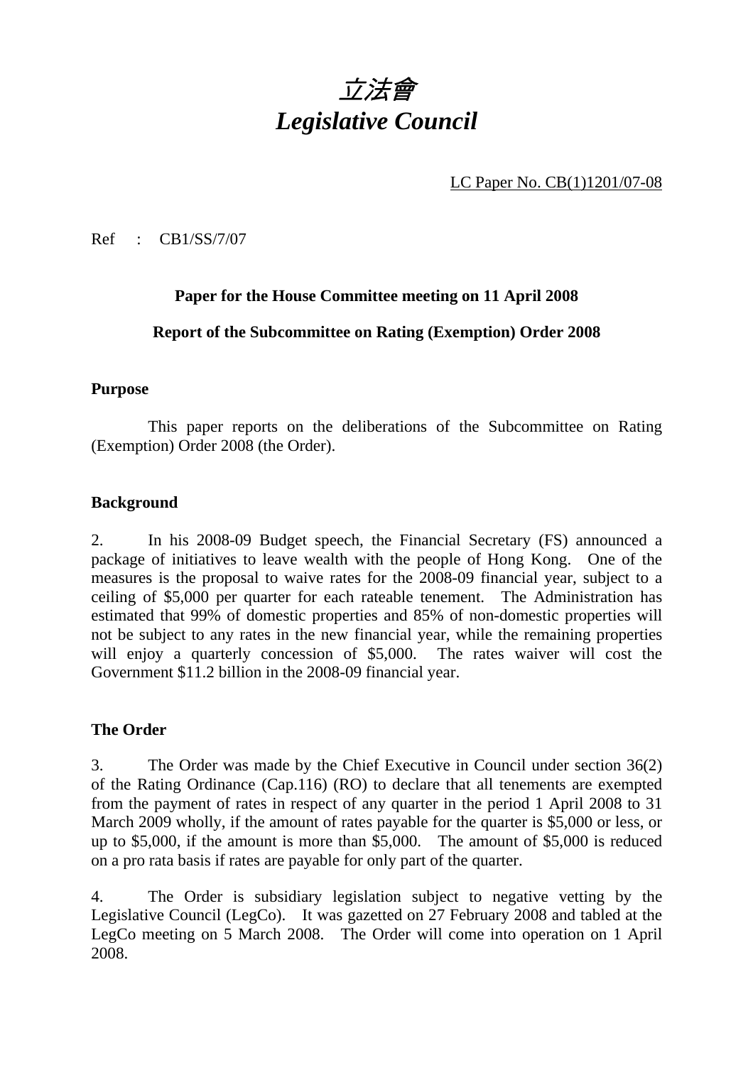# *立法會*
# *Legislative Council*

LC Paper No. CB(1)1201/07-08

Ref : CB1/SS/7/07

**Paper for the House Committee meeting on 11 April 2008**

**Report of the Subcommittee on Rating (Exemption) Order 2008**

## Purpose

This paper reports on the deliberations of the Subcommittee on Rating (Exemption) Order 2008 (the Order).

## Background

2. In his 2008-09 Budget speech, the Financial Secretary (FS) announced a package of initiatives to leave wealth with the people of Hong Kong. One of the measures is the proposal to waive rates for the 2008-09 financial year, subject to a ceiling of $5,000 per quarter for each rateable tenement. The Administration has estimated that 99% of domestic properties and 85% of non-domestic properties will not be subject to any rates in the new financial year, while the remaining properties will enjoy a quarterly concession of $5,000. The rates waiver will cost the Government $11.2 billion in the 2008-09 financial year.

## The Order

3. The Order was made by the Chief Executive in Council under section 36(2) of the Rating Ordinance (Cap.116) (RO) to declare that all tenements are exempted from the payment of rates in respect of any quarter in the period 1 April 2008 to 31 March 2009 wholly, if the amount of rates payable for the quarter is $5,000 or less, or up to $5,000, if the amount is more than $5,000. The amount of $5,000 is reduced on a pro rata basis if rates are payable for only part of the quarter.

4. The Order is subsidiary legislation subject to negative vetting by the Legislative Council (LegCo). It was gazetted on 27 February 2008 and tabled at the LegCo meeting on 5 March 2008. The Order will come into operation on 1 April 2008.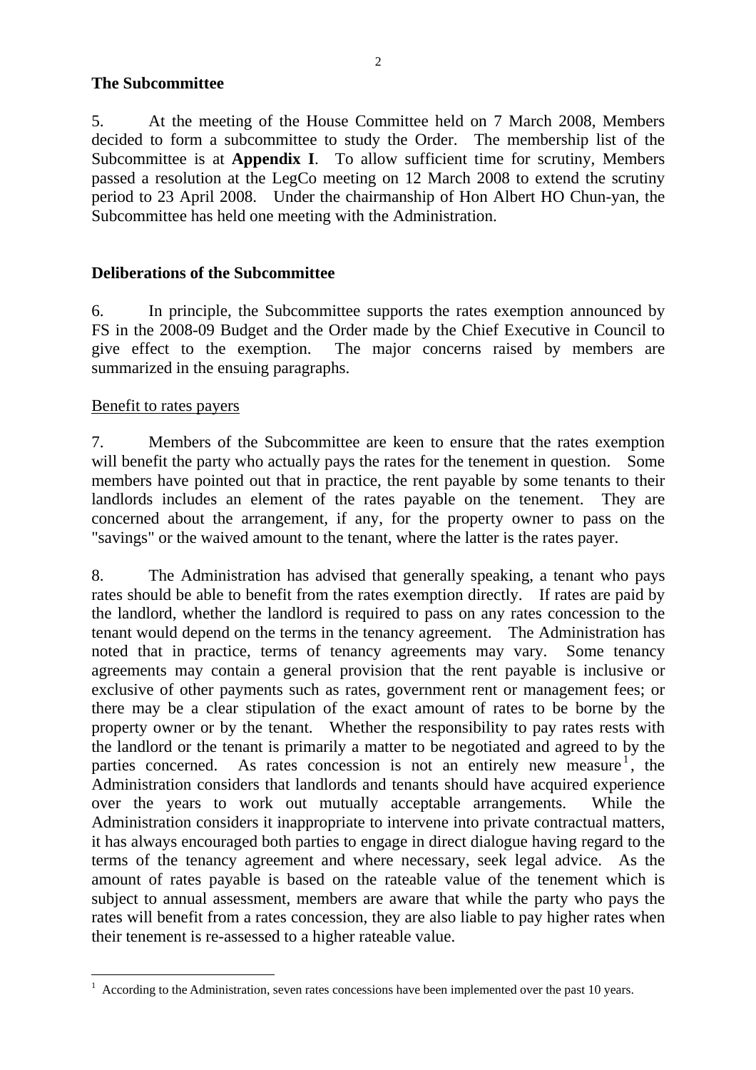**The Subcommittee**

5. At the meeting of the House Committee held on 7 March 2008, Members decided to form a subcommittee to study the Order. The membership list of the Subcommittee is at **Appendix I**. To allow sufficient time for scrutiny, Members passed a resolution at the LegCo meeting on 12 March 2008 to extend the scrutiny period to 23 April 2008. Under the chairmanship of Hon Albert HO Chun-yan, the Subcommittee has held one meeting with the Administration.

**Deliberations of the Subcommittee**

6. In principle, the Subcommittee supports the rates exemption announced by FS in the 2008-09 Budget and the Order made by the Chief Executive in Council to give effect to the exemption. The major concerns raised by members are summarized in the ensuing paragraphs.

Benefit to rates payers

7. Members of the Subcommittee are keen to ensure that the rates exemption will benefit the party who actually pays the rates for the tenement in question. Some members have pointed out that in practice, the rent payable by some tenants to their landlords includes an element of the rates payable on the tenement. They are concerned about the arrangement, if any, for the property owner to pass on the "savings" or the waived amount to the tenant, where the latter is the rates payer.

8. The Administration has advised that generally speaking, a tenant who pays rates should be able to benefit from the rates exemption directly. If rates are paid by the landlord, whether the landlord is required to pass on any rates concession to the tenant would depend on the terms in the tenancy agreement. The Administration has noted that in practice, terms of tenancy agreements may vary. Some tenancy agreements may contain a general provision that the rent payable is inclusive or exclusive of other payments such as rates, government rent or management fees; or there may be a clear stipulation of the exact amount of rates to be borne by the property owner or by the tenant. Whether the responsibility to pay rates rests with the landlord or the tenant is primarily a matter to be negotiated and agreed to by the parties concerned. As rates concession is not an entirely new measure[1], the Administration considers that landlords and tenants should have acquired experience over the years to work out mutually acceptable arrangements. While the Administration considers it inappropriate to intervene into private contractual matters, it has always encouraged both parties to engage in direct dialogue having regard to the terms of the tenancy agreement and where necessary, seek legal advice. As the amount of rates payable is based on the rateable value of the tenement which is subject to annual assessment, members are aware that while the party who pays the rates will benefit from a rates concession, they are also liable to pay higher rates when their tenement is re-assessed to a higher rateable value.

[1] According to the Administration, seven rates concessions have been implemented over the past 10 years.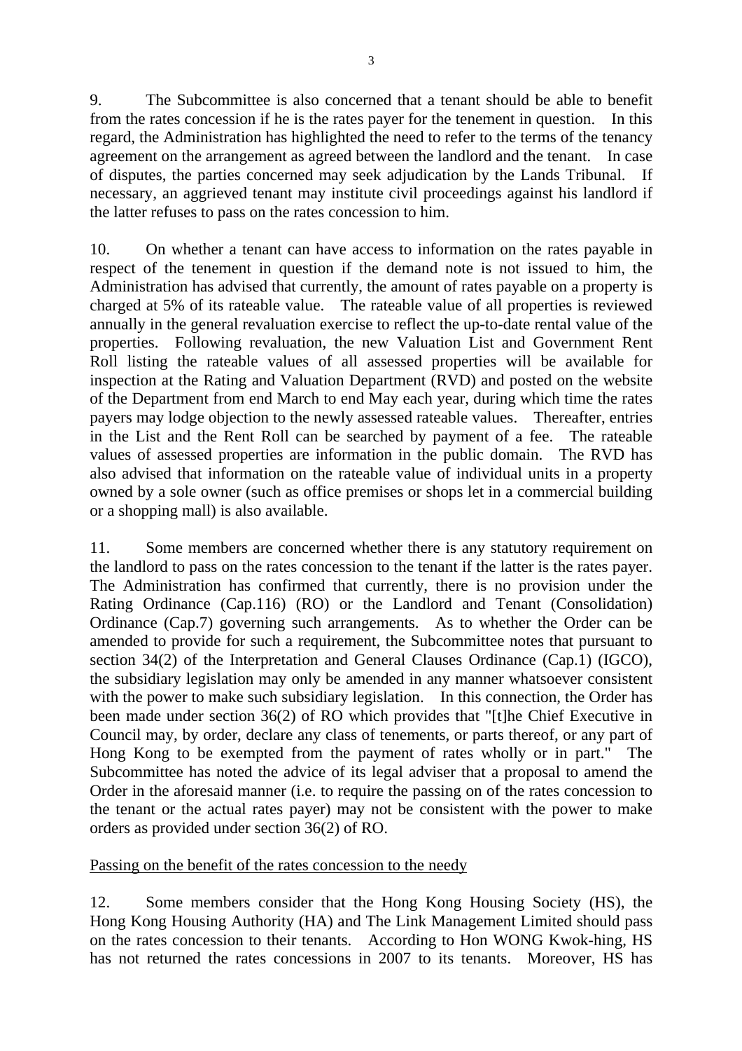9. The Subcommittee is also concerned that a tenant should be able to benefit from the rates concession if he is the rates payer for the tenement in question. In this regard, the Administration has highlighted the need to refer to the terms of the tenancy agreement on the arrangement as agreed between the landlord and the tenant. In case of disputes, the parties concerned may seek adjudication by the Lands Tribunal. If necessary, an aggrieved tenant may institute civil proceedings against his landlord if the latter refuses to pass on the rates concession to him.

10. On whether a tenant can have access to information on the rates payable in respect of the tenement in question if the demand note is not issued to him, the Administration has advised that currently, the amount of rates payable on a property is charged at 5% of its rateable value. The rateable value of all properties is reviewed annually in the general revaluation exercise to reflect the up-to-date rental value of the properties. Following revaluation, the new Valuation List and Government Rent Roll listing the rateable values of all assessed properties will be available for inspection at the Rating and Valuation Department (RVD) and posted on the website of the Department from end March to end May each year, during which time the rates payers may lodge objection to the newly assessed rateable values. Thereafter, entries in the List and the Rent Roll can be searched by payment of a fee. The rateable values of assessed properties are information in the public domain. The RVD has also advised that information on the rateable value of individual units in a property owned by a sole owner (such as office premises or shops let in a commercial building or a shopping mall) is also available.

11. Some members are concerned whether there is any statutory requirement on the landlord to pass on the rates concession to the tenant if the latter is the rates payer. The Administration has confirmed that currently, there is no provision under the Rating Ordinance (Cap.116) (RO) or the Landlord and Tenant (Consolidation) Ordinance (Cap.7) governing such arrangements. As to whether the Order can be amended to provide for such a requirement, the Subcommittee notes that pursuant to section 34(2) of the Interpretation and General Clauses Ordinance (Cap.1) (IGCO), the subsidiary legislation may only be amended in any manner whatsoever consistent with the power to make such subsidiary legislation. In this connection, the Order has been made under section 36(2) of RO which provides that "[t]he Chief Executive in Council may, by order, declare any class of tenements, or parts thereof, or any part of Hong Kong to be exempted from the payment of rates wholly or in part." The Subcommittee has noted the advice of its legal adviser that a proposal to amend the Order in the aforesaid manner (i.e. to require the passing on of the rates concession to the tenant or the actual rates payer) may not be consistent with the power to make orders as provided under section 36(2) of RO.

<u>Passing on the benefit of the rates concession to the needy</u>

12. Some members consider that the Hong Kong Housing Society (HS), the Hong Kong Housing Authority (HA) and The Link Management Limited should pass on the rates concession to their tenants. According to Hon WONG Kwok-hing, HS has not returned the rates concessions in 2007 to its tenants. Moreover, HS has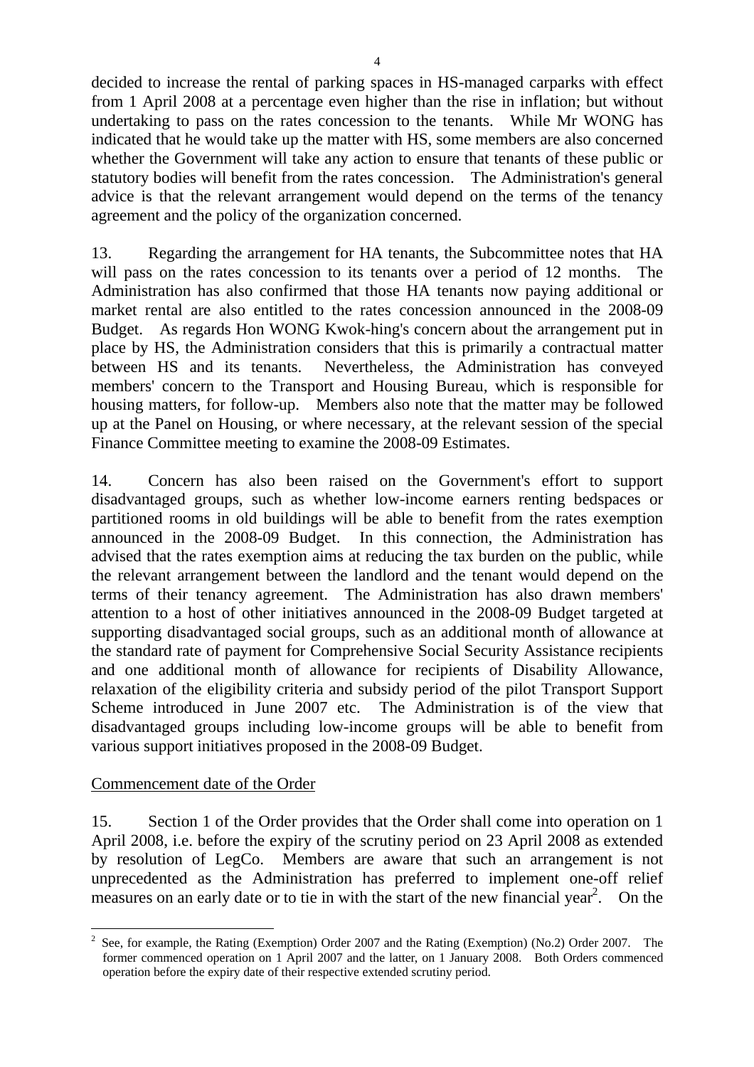decided to increase the rental of parking spaces in HS-managed carparks with effect from 1 April 2008 at a percentage even higher than the rise in inflation; but without undertaking to pass on the rates concession to the tenants. While Mr WONG has indicated that he would take up the matter with HS, some members are also concerned whether the Government will take any action to ensure that tenants of these public or statutory bodies will benefit from the rates concession. The Administration's general advice is that the relevant arrangement would depend on the terms of the tenancy agreement and the policy of the organization concerned.

13. Regarding the arrangement for HA tenants, the Subcommittee notes that HA will pass on the rates concession to its tenants over a period of 12 months. The Administration has also confirmed that those HA tenants now paying additional or market rental are also entitled to the rates concession announced in the 2008-09 Budget. As regards Hon WONG Kwok-hing's concern about the arrangement put in place by HS, the Administration considers that this is primarily a contractual matter between HS and its tenants. Nevertheless, the Administration has conveyed members' concern to the Transport and Housing Bureau, which is responsible for housing matters, for follow-up. Members also note that the matter may be followed up at the Panel on Housing, or where necessary, at the relevant session of the special Finance Committee meeting to examine the 2008-09 Estimates.

14. Concern has also been raised on the Government's effort to support disadvantaged groups, such as whether low-income earners renting bedspaces or partitioned rooms in old buildings will be able to benefit from the rates exemption announced in the 2008-09 Budget. In this connection, the Administration has advised that the rates exemption aims at reducing the tax burden on the public, while the relevant arrangement between the landlord and the tenant would depend on the terms of their tenancy agreement. The Administration has also drawn members' attention to a host of other initiatives announced in the 2008-09 Budget targeted at supporting disadvantaged social groups, such as an additional month of allowance at the standard rate of payment for Comprehensive Social Security Assistance recipients and one additional month of allowance for recipients of Disability Allowance, relaxation of the eligibility criteria and subsidy period of the pilot Transport Support Scheme introduced in June 2007 etc. The Administration is of the view that disadvantaged groups including low-income groups will be able to benefit from various support initiatives proposed in the 2008-09 Budget.

Commencement date of the Order

15. Section 1 of the Order provides that the Order shall come into operation on 1 April 2008, i.e. before the expiry of the scrutiny period on 23 April 2008 as extended by resolution of LegCo. Members are aware that such an arrangement is not unprecedented as the Administration has preferred to implement one-off relief measures on an early date or to tie in with the start of the new financial year[2]. On the

[2] See, for example, the Rating (Exemption) Order 2007 and the Rating (Exemption) (No.2) Order 2007. The former commenced operation on 1 April 2007 and the latter, on 1 January 2008. Both Orders commenced operation before the expiry date of their respective extended scrutiny period.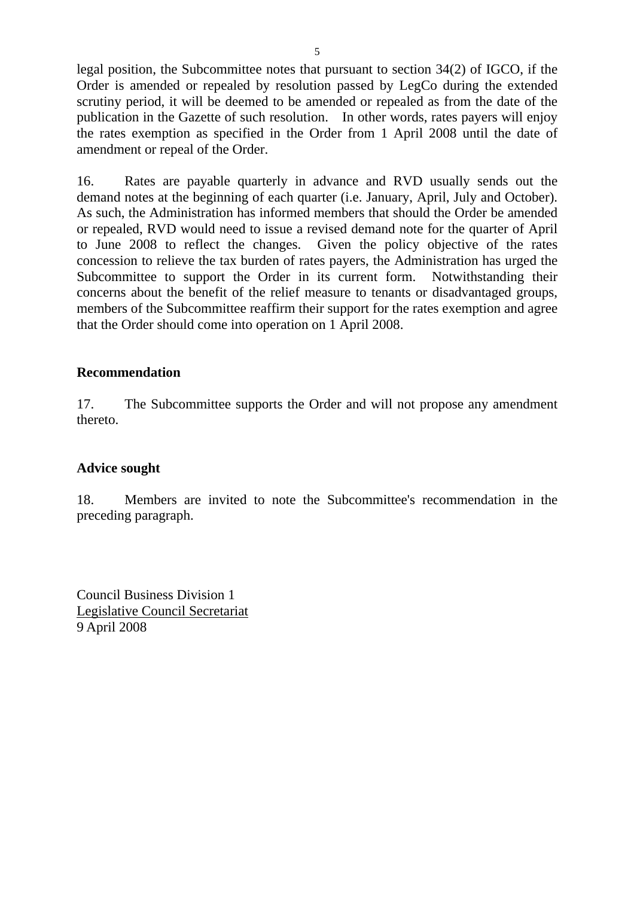legal position, the Subcommittee notes that pursuant to section 34(2) of IGCO, if the Order is amended or repealed by resolution passed by LegCo during the extended scrutiny period, it will be deemed to be amended or repealed as from the date of the publication in the Gazette of such resolution. In other words, rates payers will enjoy the rates exemption as specified in the Order from 1 April 2008 until the date of amendment or repeal of the Order.

16. Rates are payable quarterly in advance and RVD usually sends out the demand notes at the beginning of each quarter (i.e. January, April, July and October). As such, the Administration has informed members that should the Order be amended or repealed, RVD would need to issue a revised demand note for the quarter of April to June 2008 to reflect the changes. Given the policy objective of the rates concession to relieve the tax burden of rates payers, the Administration has urged the Subcommittee to support the Order in its current form. Notwithstanding their concerns about the benefit of the relief measure to tenants or disadvantaged groups, members of the Subcommittee reaffirm their support for the rates exemption and agree that the Order should come into operation on 1 April 2008.

**Recommendation**

17. The Subcommittee supports the Order and will not propose any amendment thereto.

**Advice sought**

18. Members are invited to note the Subcommittee's recommendation in the preceding paragraph.

Council Business Division 1
Legislative Council Secretariat
9 April 2008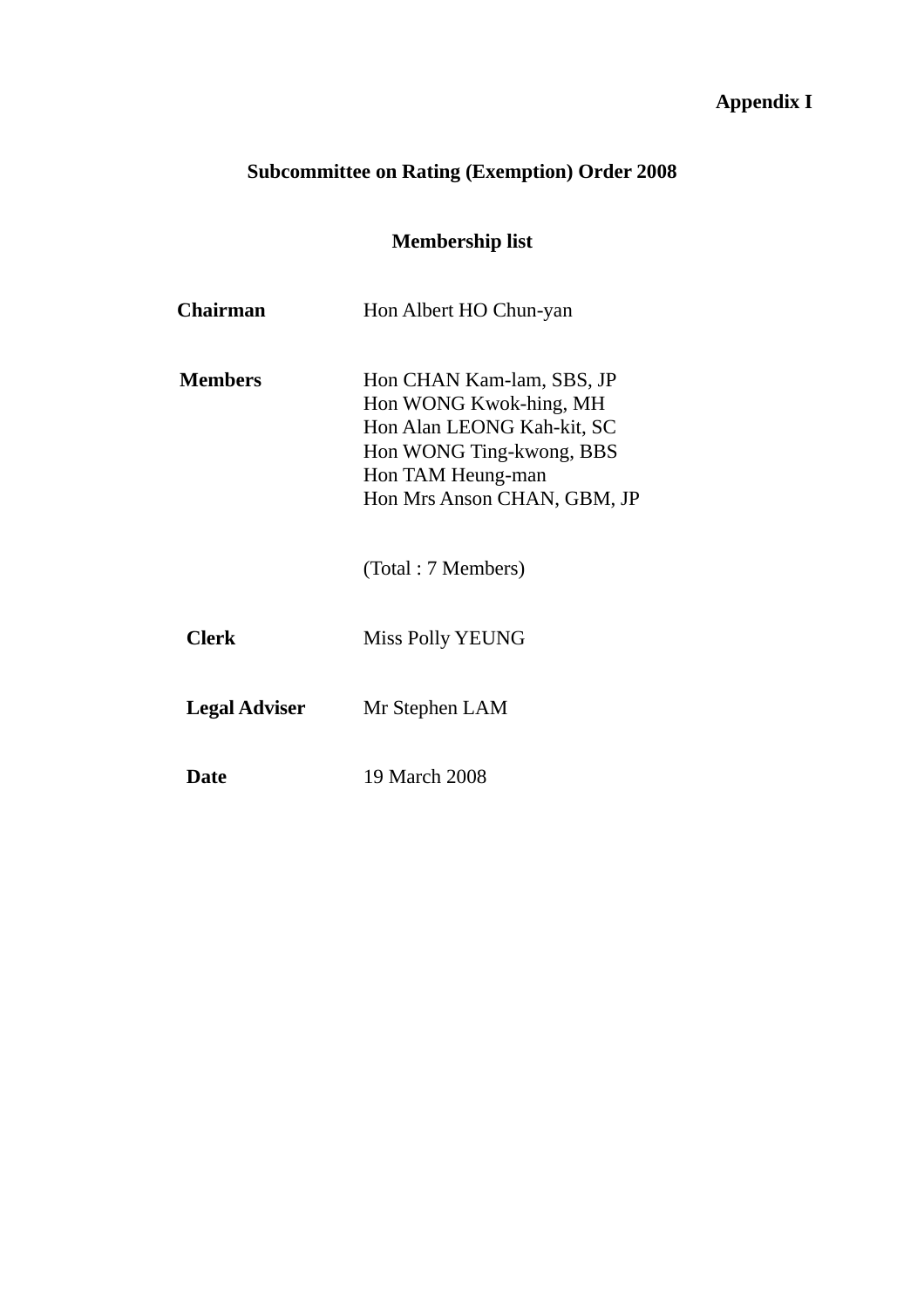**Appendix I**

## Subcommittee on Rating (Exemption) Order 2008

### Membership list

| | |
|---|---|
| **Chairman** | Hon Albert HO Chun-yan |
| **Members** | Hon CHAN Kam-lam, SBS, JP<br>Hon WONG Kwok-hing, MH<br>Hon Alan LEONG Kah-kit, SC<br>Hon WONG Ting-kwong, BBS<br>Hon TAM Heung-man<br>Hon Mrs Anson CHAN, GBM, JP |
| | (Total : 7 Members) |
| **Clerk** | Miss Polly YEUNG |
| **Legal Adviser** | Mr Stephen LAM |
| **Date** | 19 March 2008 |